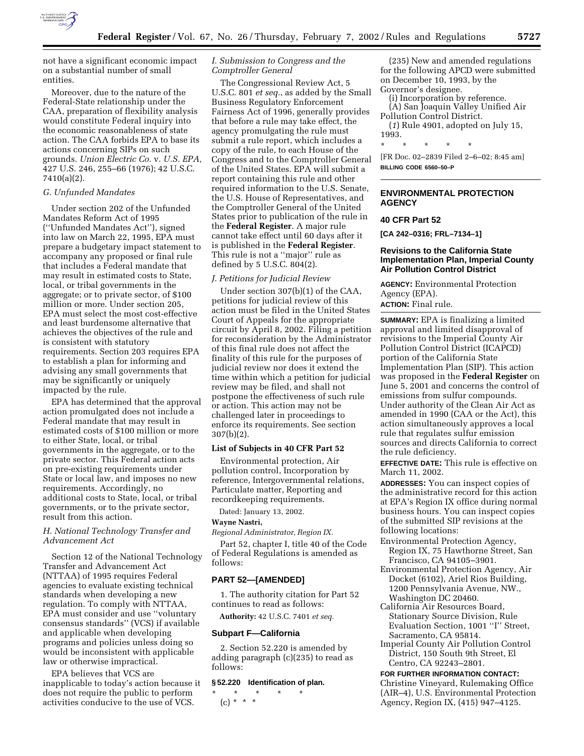not have a significant economic impact on a substantial number of small entities.

Moreover, due to the nature of the Federal-State relationship under the CAA, preparation of flexibility analysis would constitute Federal inquiry into the economic reasonableness of state action. The CAA forbids EPA to base its actions concerning SIPs on such grounds. *Union Electric Co.* v. *U.S. EPA,* 427 U.S. 246, 255–66 (1976); 42 U.S.C. 7410(a)(2).

### *G. Unfunded Mandates*

Under section 202 of the Unfunded Mandates Reform Act of 1995 (''Unfunded Mandates Act''), signed into law on March 22, 1995, EPA must prepare a budgetary impact statement to accompany any proposed or final rule that includes a Federal mandate that may result in estimated costs to State, local, or tribal governments in the aggregate; or to private sector, of $100 million or more. Under section 205, EPA must select the most cost-effective and least burdensome alternative that achieves the objectives of the rule and is consistent with statutory requirements. Section 203 requires EPA to establish a plan for informing and advising any small governments that may be significantly or uniquely impacted by the rule.

EPA has determined that the approval action promulgated does not include a Federal mandate that may result in estimated costs of $100 million or more to either State, local, or tribal governments in the aggregate, or to the private sector. This Federal action acts on pre-existing requirements under State or local law, and imposes no new requirements. Accordingly, no additional costs to State, local, or tribal governments, or to the private sector, result from this action.

### *H. National Technology Transfer and Advancement Act*

Section 12 of the National Technology Transfer and Advancement Act (NTTAA) of 1995 requires Federal agencies to evaluate existing technical standards when developing a new regulation. To comply with NTTAA, EPA must consider and use ''voluntary consensus standards'' (VCS) if available and applicable when developing programs and policies unless doing so would be inconsistent with applicable law or otherwise impractical.

EPA believes that VCS are inapplicable to today's action because it does not require the public to perform activities conducive to the use of VCS.

### *I. Submission to Congress and the Comptroller General*

The Congressional Review Act, 5 U.S.C. 801 *et seq.*, as added by the Small Business Regulatory Enforcement Fairness Act of 1996, generally provides that before a rule may take effect, the agency promulgating the rule must submit a rule report, which includes a copy of the rule, to each House of the Congress and to the Comptroller General of the United States. EPA will submit a report containing this rule and other required information to the U.S. Senate, the U.S. House of Representatives, and the Comptroller General of the United States prior to publication of the rule in the **Federal Register**. A major rule cannot take effect until 60 days after it is published in the **Federal Register**. This rule is not a ''major'' rule as defined by 5 U.S.C. 804(2).

### *J. Petitions for Judicial Review*

Under section 307(b)(1) of the CAA, petitions for judicial review of this action must be filed in the United States Court of Appeals for the appropriate circuit by April 8, 2002. Filing a petition for reconsideration by the Administrator of this final rule does not affect the finality of this rule for the purposes of judicial review nor does it extend the time within which a petition for judicial review may be filed, and shall not postpone the effectiveness of such rule or action. This action may not be challenged later in proceedings to enforce its requirements. See section 307(b)(2).

### List of Subjects in 40 CFR Part 52

Environmental protection, Air pollution control, Incorporation by reference, Intergovernmental relations, Particulate matter, Reporting and recordkeeping requirements.

Dated: January 13, 2002.

**Wayne Nastri,**

*Regional Administrator, Region IX.*

Part 52, chapter I, title 40 of the Code of Federal Regulations is amended as follows:

## PART 52—[AMENDED]

1. The authority citation for Part 52 continues to read as follows:

**Authority:** 42 U.S.C. 7401 *et seq.*

### Subpart F—California

2. Section 52.220 is amended by adding paragraph (c)(235) to read as follows:

**§ 52.220 Identification of plan.**

\* \* \* \* \*

(c) \* \* \*

(235) New and amended regulations for the following APCD were submitted on December 10, 1993, by the Governor's designee.

(i) Incorporation by reference.

(A) San Joaquin Valley Unified Air Pollution Control District.

(*1*) Rule 4901, adopted on July 15, 1993.

\* \* \* \* \*

[FR Doc. 02–2839 Filed 2–6–02; 8:45 am]

**BILLING CODE 6560–50–P**

## ENVIRONMENTAL PROTECTION AGENCY

### 40 CFR Part 52

**[CA 242–0316; FRL–7134–1]**

### Revisions to the California State Implementation Plan, Imperial County Air Pollution Control District

**AGENCY:** Environmental Protection Agency (EPA).

**ACTION:** Final rule.

**SUMMARY:** EPA is finalizing a limited approval and limited disapproval of revisions to the Imperial County Air Pollution Control District (ICAPCD) portion of the California State Implementation Plan (SIP). This action was proposed in the **Federal Register** on June 5, 2001 and concerns the control of emissions from sulfur compounds. Under authority of the Clean Air Act as amended in 1990 (CAA or the Act), this action simultaneously approves a local rule that regulates sulfur emission sources and directs California to correct the rule deficiency.

**EFFECTIVE DATE:** This rule is effective on March 11, 2002.

**ADDRESSES:** You can inspect copies of the administrative record for this action at EPA's Region IX office during normal business hours. You can inspect copies of the submitted SIP revisions at the following locations:

Environmental Protection Agency, Region IX, 75 Hawthorne Street, San Francisco, CA 94105–3901.

Environmental Protection Agency, Air Docket (6102), Ariel Rios Building, 1200 Pennsylvania Avenue, NW., Washington DC 20460.

California Air Resources Board, Stationary Source Division, Rule Evaluation Section, 1001 ''I'' Street, Sacramento, CA 95814.

Imperial County Air Pollution Control District, 150 South 9th Street, El Centro, CA 92243–2801.

**FOR FURTHER INFORMATION CONTACT:** Christine Vineyard, Rulemaking Office (AIR–4), U.S. Environmental Protection Agency, Region IX, (415) 947–4125.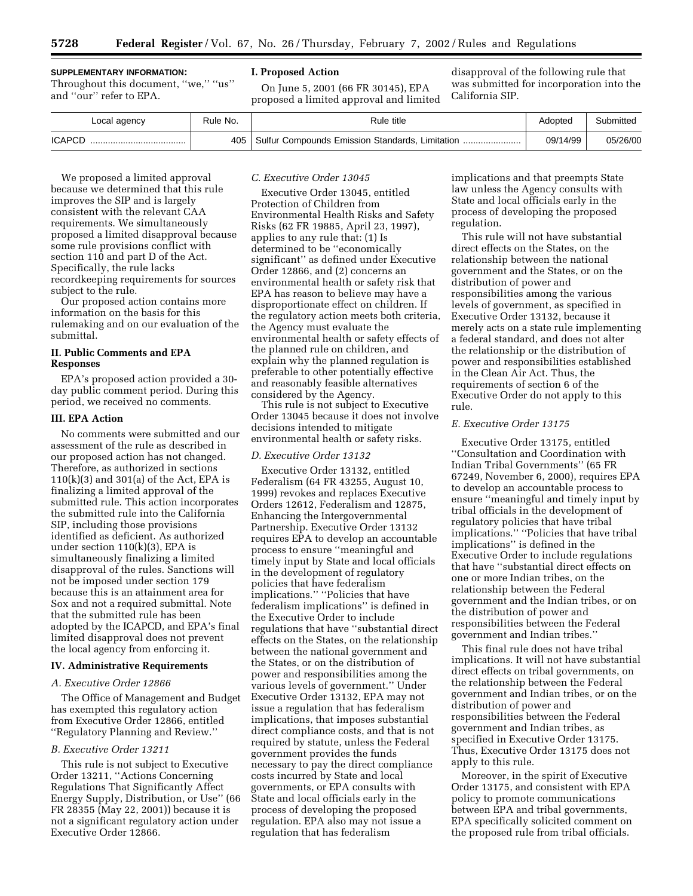**SUPPLEMENTARY INFORMATION:**

Throughout this document, ''we,'' ''us'' and ''our'' refer to EPA.

## I. Proposed Action

On June 5, 2001 (66 FR 30145), EPA proposed a limited approval and limited disapproval of the following rule that was submitted for incorporation into the California SIP.

| Local agency | Rule No. | Rule title | Adopted | Submitted |
|---|---|---|---|---|
| ICAPCD | 405 | Sulfur Compounds Emission Standards, Limitation | 09/14/99 | 05/26/00 |

We proposed a limited approval because we determined that this rule improves the SIP and is largely consistent with the relevant CAA requirements. We simultaneously proposed a limited disapproval because some rule provisions conflict with section 110 and part D of the Act. Specifically, the rule lacks recordkeeping requirements for sources subject to the rule.

Our proposed action contains more information on the basis for this rulemaking and on our evaluation of the submittal.

## II. Public Comments and EPA Responses

EPA's proposed action provided a 30-day public comment period. During this period, we received no comments.

## III. EPA Action

No comments were submitted and our assessment of the rule as described in our proposed action has not changed. Therefore, as authorized in sections 110(k)(3) and 301(a) of the Act, EPA is finalizing a limited approval of the submitted rule. This action incorporates the submitted rule into the California SIP, including those provisions identified as deficient. As authorized under section 110(k)(3), EPA is simultaneously finalizing a limited disapproval of the rules. Sanctions will not be imposed under section 179 because this is an attainment area for Sox and not a required submittal. Note that the submitted rule has been adopted by the ICAPCD, and EPA's final limited disapproval does not prevent the local agency from enforcing it.

## IV. Administrative Requirements

### *A. Executive Order 12866*

The Office of Management and Budget has exempted this regulatory action from Executive Order 12866, entitled ''Regulatory Planning and Review.''

### *B. Executive Order 13211*

This rule is not subject to Executive Order 13211, ''Actions Concerning Regulations That Significantly Affect Energy Supply, Distribution, or Use'' (66 FR 28355 (May 22, 2001)) because it is not a significant regulatory action under Executive Order 12866.

### *C. Executive Order 13045*

Executive Order 13045, entitled Protection of Children from Environmental Health Risks and Safety Risks (62 FR 19885, April 23, 1997), applies to any rule that: (1) Is determined to be ''economically significant'' as defined under Executive Order 12866, and (2) concerns an environmental health or safety risk that EPA has reason to believe may have a disproportionate effect on children. If the regulatory action meets both criteria, the Agency must evaluate the environmental health or safety effects of the planned rule on children, and explain why the planned regulation is preferable to other potentially effective and reasonably feasible alternatives considered by the Agency.

This rule is not subject to Executive Order 13045 because it does not involve decisions intended to mitigate environmental health or safety risks.

### *D. Executive Order 13132*

Executive Order 13132, entitled Federalism (64 FR 43255, August 10, 1999) revokes and replaces Executive Orders 12612, Federalism and 12875, Enhancing the Intergovernmental Partnership. Executive Order 13132 requires EPA to develop an accountable process to ensure ''meaningful and timely input by State and local officials in the development of regulatory policies that have federalism implications.'' ''Policies that have federalism implications'' is defined in the Executive Order to include regulations that have ''substantial direct effects on the States, on the relationship between the national government and the States, or on the distribution of power and responsibilities among the various levels of government.'' Under Executive Order 13132, EPA may not issue a regulation that has federalism implications, that imposes substantial direct compliance costs, and that is not required by statute, unless the Federal government provides the funds necessary to pay the direct compliance costs incurred by State and local governments, or EPA consults with State and local officials early in the process of developing the proposed regulation. EPA also may not issue a regulation that has federalism implications and that preempts State law unless the Agency consults with State and local officials early in the process of developing the proposed regulation.

This rule will not have substantial direct effects on the States, on the relationship between the national government and the States, or on the distribution of power and responsibilities among the various levels of government, as specified in Executive Order 13132, because it merely acts on a state rule implementing a federal standard, and does not alter the relationship or the distribution of power and responsibilities established in the Clean Air Act. Thus, the requirements of section 6 of the Executive Order do not apply to this rule.

### *E. Executive Order 13175*

Executive Order 13175, entitled ''Consultation and Coordination with Indian Tribal Governments'' (65 FR 67249, November 6, 2000), requires EPA to develop an accountable process to ensure ''meaningful and timely input by tribal officials in the development of regulatory policies that have tribal implications.'' ''Policies that have tribal implications'' is defined in the Executive Order to include regulations that have ''substantial direct effects on one or more Indian tribes, on the relationship between the Federal government and the Indian tribes, or on the distribution of power and responsibilities between the Federal government and Indian tribes.''

This final rule does not have tribal implications. It will not have substantial direct effects on tribal governments, on the relationship between the Federal government and Indian tribes, or on the distribution of power and responsibilities between the Federal government and Indian tribes, as specified in Executive Order 13175. Thus, Executive Order 13175 does not apply to this rule.

Moreover, in the spirit of Executive Order 13175, and consistent with EPA policy to promote communications between EPA and tribal governments, EPA specifically solicited comment on the proposed rule from tribal officials.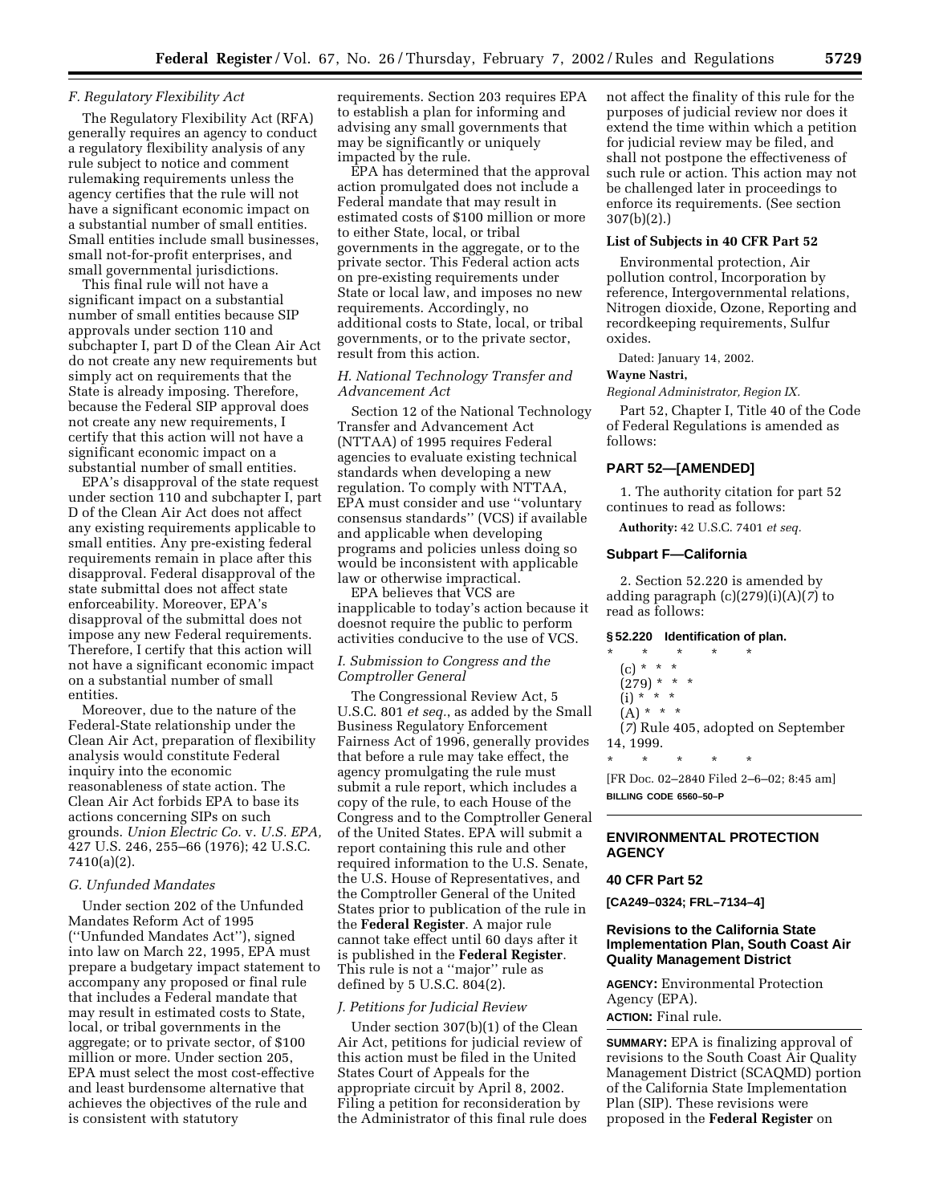### *F. Regulatory Flexibility Act*

The Regulatory Flexibility Act (RFA) generally requires an agency to conduct a regulatory flexibility analysis of any rule subject to notice and comment rulemaking requirements unless the agency certifies that the rule will not have a significant economic impact on a substantial number of small entities. Small entities include small businesses, small not-for-profit enterprises, and small governmental jurisdictions.

This final rule will not have a significant impact on a substantial number of small entities because SIP approvals under section 110 and subchapter I, part D of the Clean Air Act do not create any new requirements but simply act on requirements that the State is already imposing. Therefore, because the Federal SIP approval does not create any new requirements, I certify that this action will not have a significant economic impact on a substantial number of small entities.

EPA's disapproval of the state request under section 110 and subchapter I, part D of the Clean Air Act does not affect any existing requirements applicable to small entities. Any pre-existing federal requirements remain in place after this disapproval. Federal disapproval of the state submittal does not affect state enforceability. Moreover, EPA's disapproval of the submittal does not impose any new Federal requirements. Therefore, I certify that this action will not have a significant economic impact on a substantial number of small entities.

Moreover, due to the nature of the Federal-State relationship under the Clean Air Act, preparation of flexibility analysis would constitute Federal inquiry into the economic reasonableness of state action. The Clean Air Act forbids EPA to base its actions concerning SIPs on such grounds. *Union Electric Co.* v. *U.S. EPA,* 427 U.S. 246, 255–66 (1976); 42 U.S.C. 7410(a)(2).

### *G. Unfunded Mandates*

Under section 202 of the Unfunded Mandates Reform Act of 1995 (''Unfunded Mandates Act''), signed into law on March 22, 1995, EPA must prepare a budgetary impact statement to accompany any proposed or final rule that includes a Federal mandate that may result in estimated costs to State, local, or tribal governments in the aggregate; or to private sector, of $100 million or more. Under section 205, EPA must select the most cost-effective and least burdensome alternative that achieves the objectives of the rule and is consistent with statutory requirements. Section 203 requires EPA to establish a plan for informing and advising any small governments that may be significantly or uniquely impacted by the rule.

EPA has determined that the approval action promulgated does not include a Federal mandate that may result in estimated costs of $100 million or more to either State, local, or tribal governments in the aggregate, or to the private sector. This Federal action acts on pre-existing requirements under State or local law, and imposes no new requirements. Accordingly, no additional costs to State, local, or tribal governments, or to the private sector, result from this action.

### *H. National Technology Transfer and Advancement Act*

Section 12 of the National Technology Transfer and Advancement Act (NTTAA) of 1995 requires Federal agencies to evaluate existing technical standards when developing a new regulation. To comply with NTTAA, EPA must consider and use ''voluntary consensus standards'' (VCS) if available and applicable when developing programs and policies unless doing so would be inconsistent with applicable law or otherwise impractical.

EPA believes that VCS are inapplicable to today's action because it doesnot require the public to perform activities conducive to the use of VCS.

### *I. Submission to Congress and the Comptroller General*

The Congressional Review Act, 5 U.S.C. 801 *et seq.*, as added by the Small Business Regulatory Enforcement Fairness Act of 1996, generally provides that before a rule may take effect, the agency promulgating the rule must submit a rule report, which includes a copy of the rule, to each House of the Congress and to the Comptroller General of the United States. EPA will submit a report containing this rule and other required information to the U.S. Senate, the U.S. House of Representatives, and the Comptroller General of the United States prior to publication of the rule in the **Federal Register**. A major rule cannot take effect until 60 days after it is published in the **Federal Register**. This rule is not a ''major'' rule as defined by 5 U.S.C. 804(2).

### *J. Petitions for Judicial Review*

Under section 307(b)(1) of the Clean Air Act, petitions for judicial review of this action must be filed in the United States Court of Appeals for the appropriate circuit by April 8, 2002. Filing a petition for reconsideration by the Administrator of this final rule does not affect the finality of this rule for the purposes of judicial review nor does it extend the time within which a petition for judicial review may be filed, and shall not postpone the effectiveness of such rule or action. This action may not be challenged later in proceedings to enforce its requirements. (See section 307(b)(2).)

**List of Subjects in 40 CFR Part 52**

Environmental protection, Air pollution control, Incorporation by reference, Intergovernmental relations, Nitrogen dioxide, Ozone, Reporting and recordkeeping requirements, Sulfur oxides.

Dated: January 14, 2002.

**Wayne Nastri,**

*Regional Administrator, Region IX.*

Part 52, Chapter I, Title 40 of the Code of Federal Regulations is amended as follows:

## PART 52—[AMENDED]

1. The authority citation for part 52 continues to read as follows:

**Authority:** 42 U.S.C. 7401 *et seq.*

### Subpart F—California

2. Section 52.220 is amended by adding paragraph (c)(279)(i)(A)(*7*) to read as follows:

**§ 52.220 Identification of plan.**

\* \* \* \* \*

(c) \* \* \*

(279) \* \* \*

(i) \* \* \*

(A) \* \* \*

(*7*) Rule 405, adopted on September 14, 1999.

\* \* \* \* \*

[FR Doc. 02–2840 Filed 2–6–02; 8:45 am]

**BILLING CODE 6560–50–P**

---

## ENVIRONMENTAL PROTECTION AGENCY

### 40 CFR Part 52

**[CA249–0324; FRL–7134–4]**

### Revisions to the California State Implementation Plan, South Coast Air Quality Management District

**AGENCY:** Environmental Protection Agency (EPA).

**ACTION:** Final rule.

**SUMMARY:** EPA is finalizing approval of revisions to the South Coast Air Quality Management District (SCAQMD) portion of the California State Implementation Plan (SIP). These revisions were proposed in the **Federal Register** on